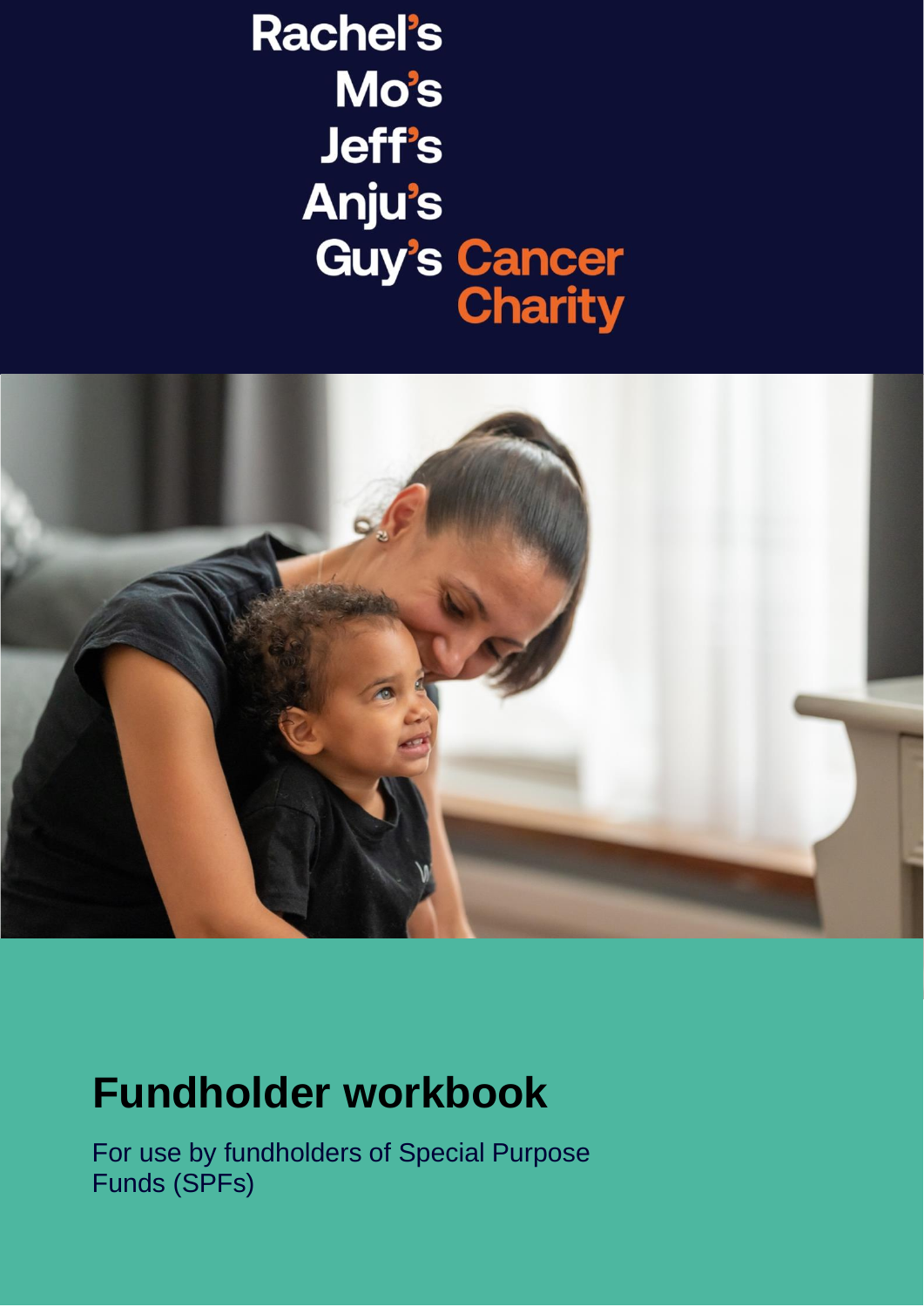Rachel's
Mo's
Jeff's
Anju's
Guy's Cancer Charity

# Fundholder workbook

For use by fundholders of Special Purpose Funds (SPFs)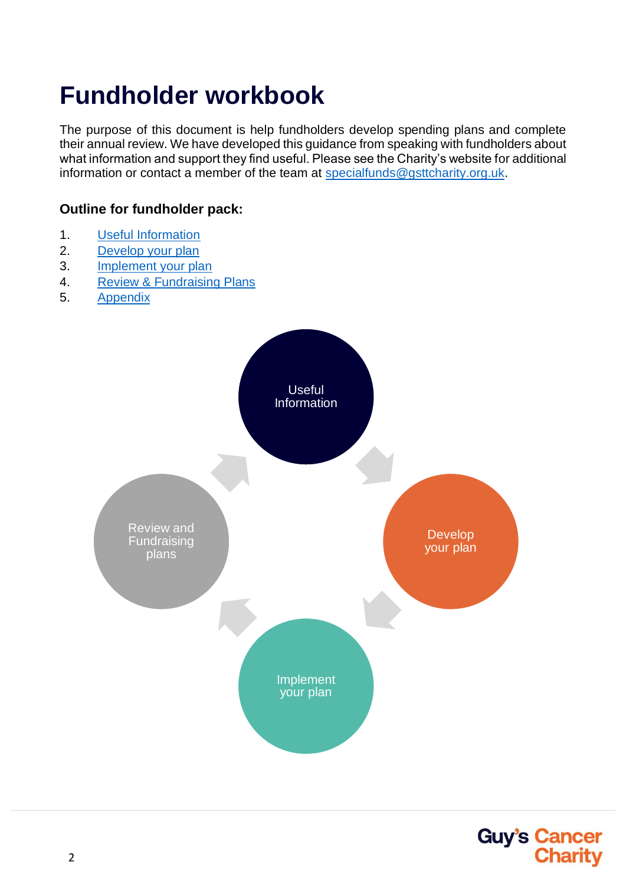# Fundholder workbook

The purpose of this document is help fundholders develop spending plans and complete their annual review. We have developed this guidance from speaking with fundholders about what information and support they find useful. Please see the Charity's website for additional information or contact a member of the team at specialfunds@gsttcharity.org.uk.

**Outline for fundholder pack:**

1. Useful Information
2. Develop your plan
3. Implement your plan
4. Review & Fundraising Plans
5. Appendix

Useful Information

Develop your plan

Implement your plan

Review and Fundraising plans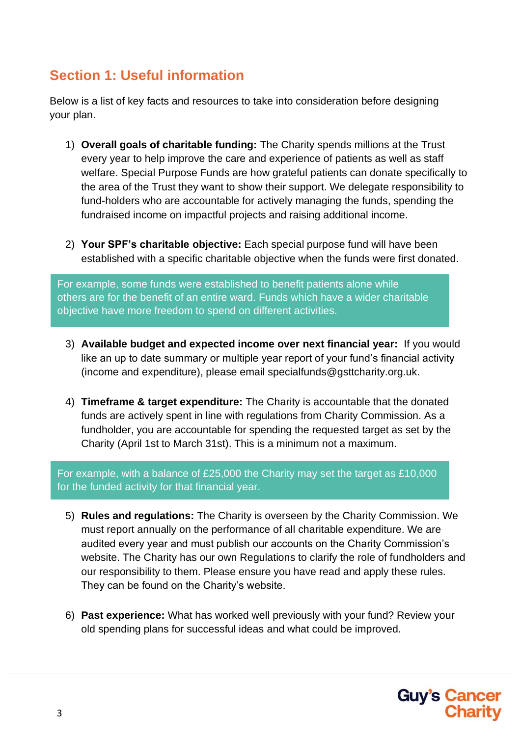## Section 1: Useful information

Below is a list of key facts and resources to take into consideration before designing your plan.

1) **Overall goals of charitable funding:** The Charity spends millions at the Trust every year to help improve the care and experience of patients as well as staff welfare. Special Purpose Funds are how grateful patients can donate specifically to the area of the Trust they want to show their support. We delegate responsibility to fund-holders who are accountable for actively managing the funds, spending the fundraised income on impactful projects and raising additional income.

2) **Your SPF's charitable objective:** Each special purpose fund will have been established with a specific charitable objective when the funds were first donated.

> For example, some funds were established to benefit patients alone while others are for the benefit of an entire ward. Funds which have a wider charitable objective have more freedom to spend on different activities.

3) **Available budget and expected income over next financial year:** If you would like an up to date summary or multiple year report of your fund's financial activity (income and expenditure), please email specialfunds@gsttcharity.org.uk.

4) **Timeframe & target expenditure:** The Charity is accountable that the donated funds are actively spent in line with regulations from Charity Commission. As a fundholder, you are accountable for spending the requested target as set by the Charity (April 1st to March 31st). This is a minimum not a maximum.

> For example, with a balance of £25,000 the Charity may set the target as £10,000 for the funded activity for that financial year.

5) **Rules and regulations:** The Charity is overseen by the Charity Commission. We must report annually on the performance of all charitable expenditure. We are audited every year and must publish our accounts on the Charity Commission's website. The Charity has our own Regulations to clarify the role of fundholders and our responsibility to them. Please ensure you have read and apply these rules. They can be found on the Charity's website.

6) **Past experience:** What has worked well previously with your fund? Review your old spending plans for successful ideas and what could be improved.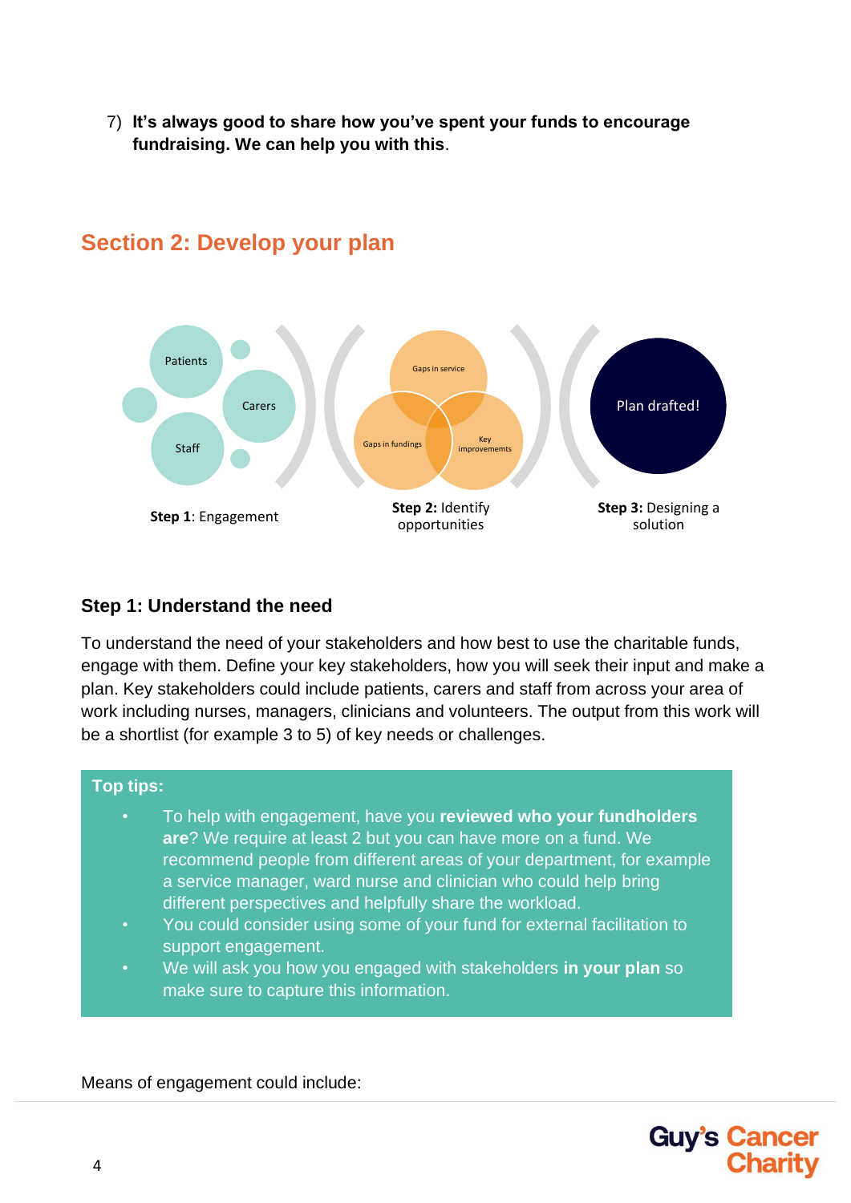7) **It's always good to share how you've spent your funds to encourage fundraising. We can help you with this**.

## Section 2: Develop your plan

Patients
Carers
Staff

**Step 1**: Engagement

Gaps in service
Gaps in fundings
Key improvememts

**Step 2:** Identify opportunities

Plan drafted!

**Step 3:** Designing a solution

### Step 1: Understand the need

To understand the need of your stakeholders and how best to use the charitable funds, engage with them. Define your key stakeholders, how you will seek their input and make a plan. Key stakeholders could include patients, carers and staff from across your area of work including nurses, managers, clinicians and volunteers. The output from this work will be a shortlist (for example 3 to 5) of key needs or challenges.

**Top tips:**

- To help with engagement, have you **reviewed who your fundholders are**? We require at least 2 but you can have more on a fund. We recommend people from different areas of your department, for example a service manager, ward nurse and clinician who could help bring different perspectives and helpfully share the workload.
- You could consider using some of your fund for external facilitation to support engagement.
- We will ask you how you engaged with stakeholders **in your plan** so make sure to capture this information.

Means of engagement could include: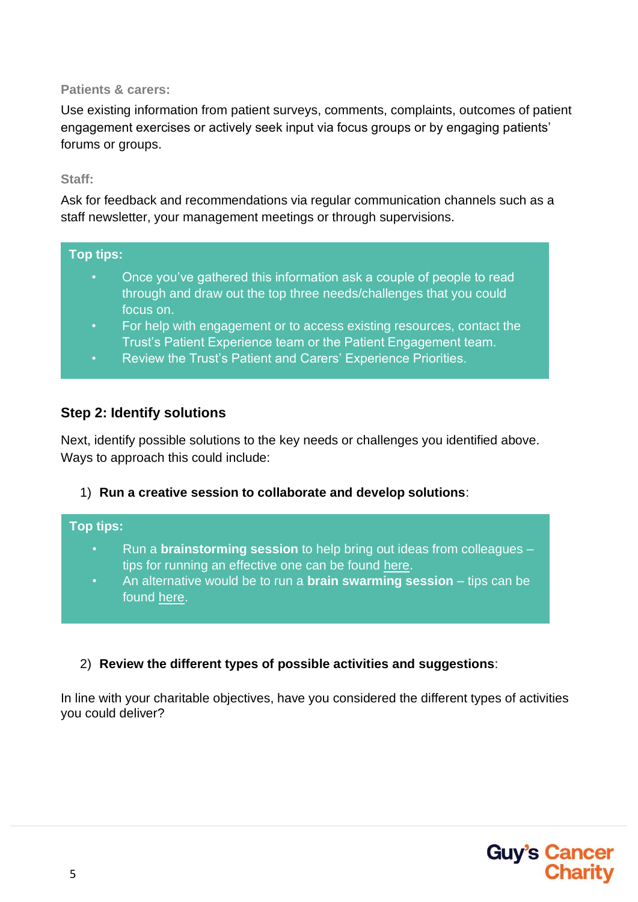**Patients & carers:**

Use existing information from patient surveys, comments, complaints, outcomes of patient engagement exercises or actively seek input via focus groups or by engaging patients' forums or groups.

**Staff:**

Ask for feedback and recommendations via regular communication channels such as a staff newsletter, your management meetings or through supervisions.

**Top tips:**

- Once you've gathered this information ask a couple of people to read through and draw out the top three needs/challenges that you could focus on.
- For help with engagement or to access existing resources, contact the Trust's Patient Experience team or the Patient Engagement team.
- Review the Trust's Patient and Carers' Experience Priorities.

## Step 2: Identify solutions

Next, identify possible solutions to the key needs or challenges you identified above. Ways to approach this could include:

1) **Run a creative session to collaborate and develop solutions**:

**Top tips:**

- Run a **brainstorming session** to help bring out ideas from colleagues – tips for running an effective one can be found here.
- An alternative would be to run a **brain swarming session** – tips can be found here.

2) **Review the different types of possible activities and suggestions**:

In line with your charitable objectives, have you considered the different types of activities you could deliver?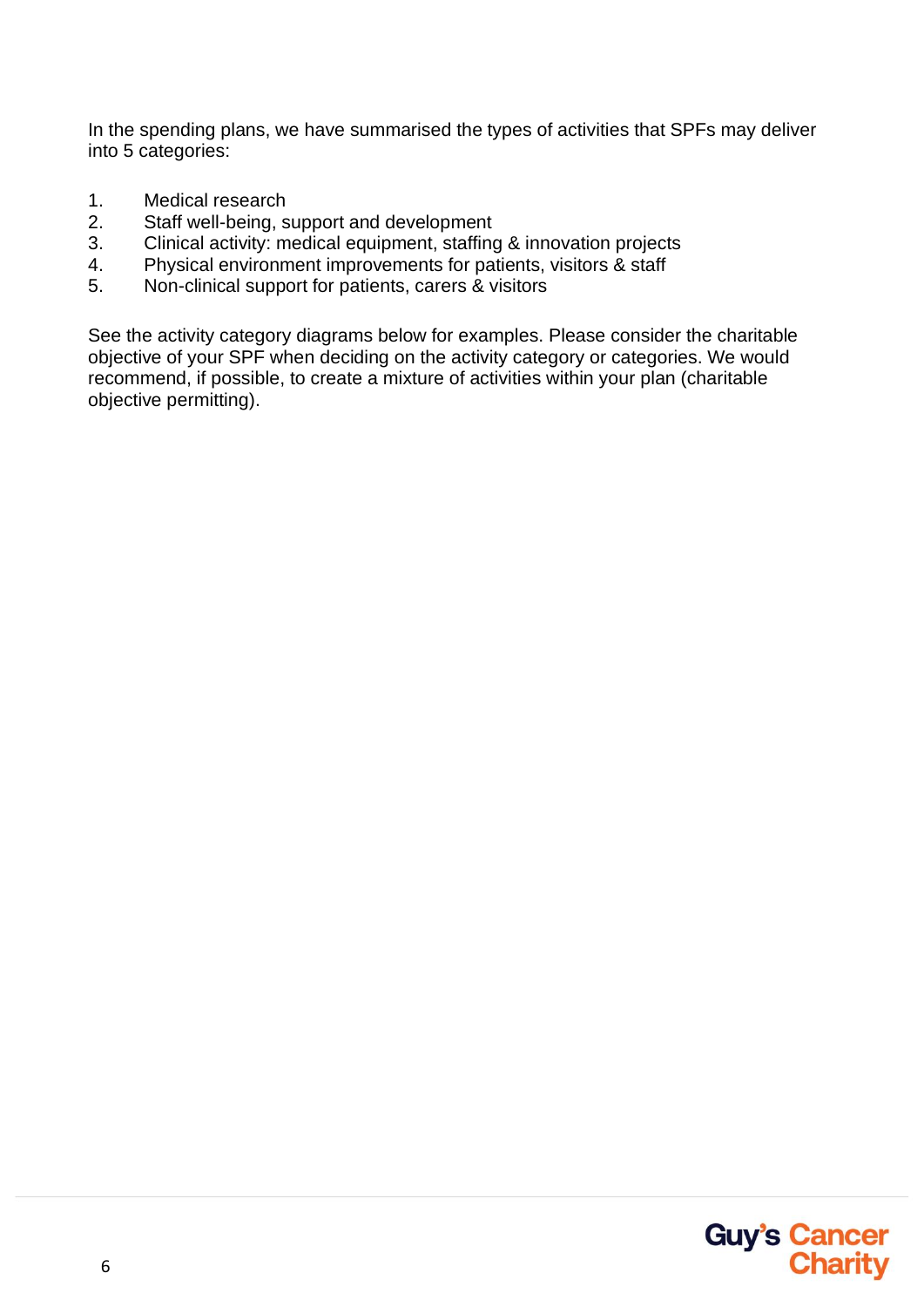In the spending plans, we have summarised the types of activities that SPFs may deliver into 5 categories:

1. Medical research
2. Staff well-being, support and development
3. Clinical activity: medical equipment, staffing & innovation projects
4. Physical environment improvements for patients, visitors & staff
5. Non-clinical support for patients, carers & visitors

See the activity category diagrams below for examples. Please consider the charitable objective of your SPF when deciding on the activity category or categories. We would recommend, if possible, to create a mixture of activities within your plan (charitable objective permitting).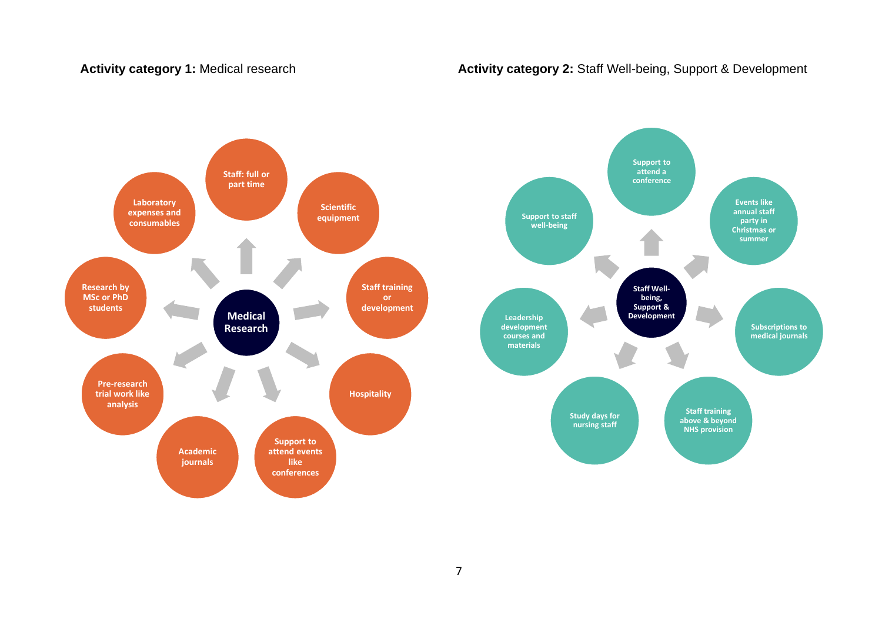**Activity category 1:** Medical research

**Medical Research**

- Staff: full or part time
- Scientific equipment
- Staff training or development
- Hospitality
- Support to attend events like conferences
- Academic journals
- Pre-research trial work like analysis
- Research by MSc or PhD students
- Laboratory expenses and consumables

**Activity category 2:** Staff Well-being, Support & Development

**Staff Well-being, Support & Development**

- Support to attend a conference
- Events like annual staff party in Christmas or summer
- Subscriptions to medical journals
- Staff training above & beyond NHS provision
- Study days for nursing staff
- Leadership development courses and materials
- Support to staff well-being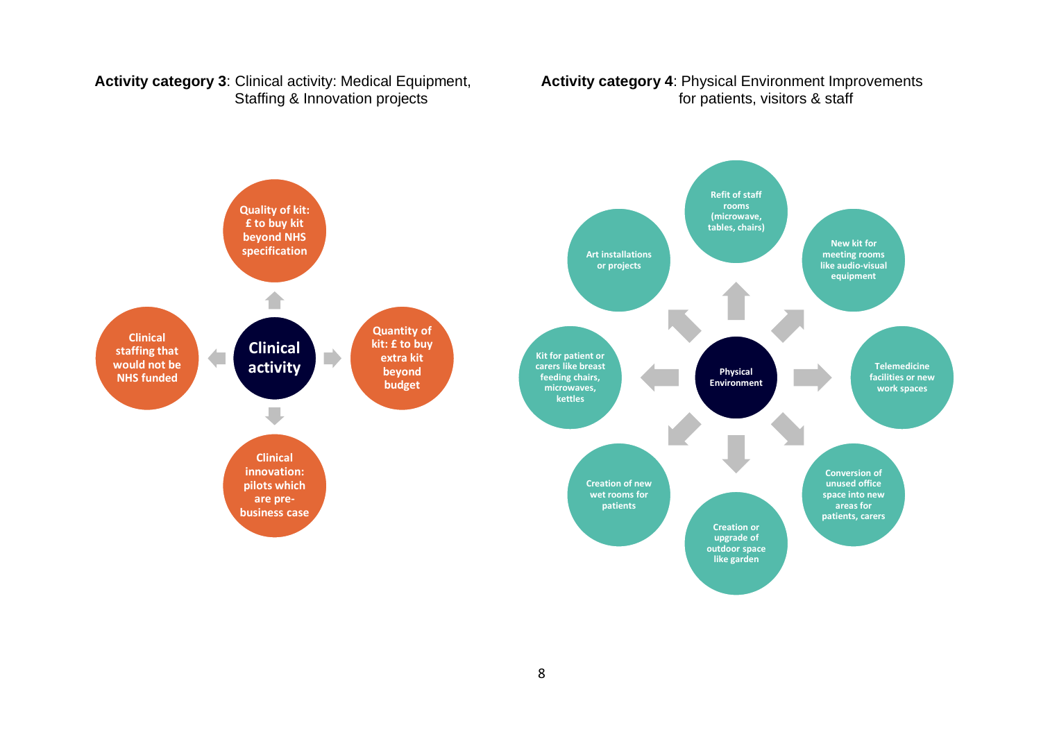**Activity category 3**: Clinical activity: Medical Equipment, Staffing & Innovation projects

- **Clinical activity**
  - Quality of kit: £ to buy kit beyond NHS specification
  - Quantity of kit: £ to buy extra kit beyond budget
  - Clinical innovation: pilots which are pre-business case
  - Clinical staffing that would not be NHS funded

**Activity category 4**: Physical Environment Improvements for patients, visitors & staff

- **Physical Environment**
  - Refit of staff rooms (microwave, tables, chairs)
  - New kit for meeting rooms like audio-visual equipment
  - Telemedicine facilities or new work spaces
  - Conversion of unused office space into new areas for patients, carers
  - Creation or upgrade of outdoor space like garden
  - Creation of new wet rooms for patients
  - Kit for patient or carers like breast feeding chairs, microwaves, kettles
  - Art installations or projects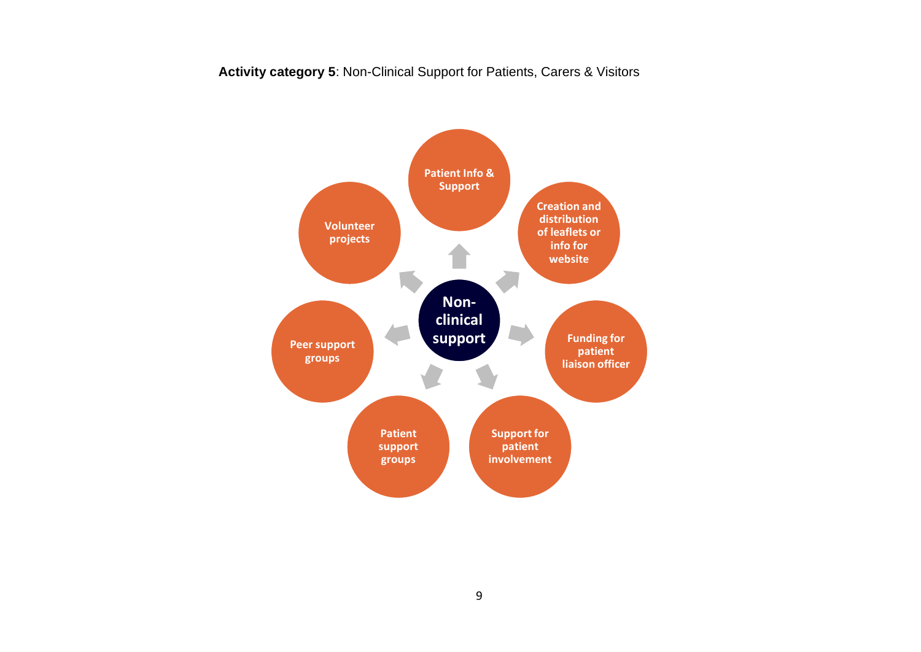**Activity category 5**: Non-Clinical Support for Patients, Carers & Visitors

**Non-clinical support**

- Patient Info & Support
- Creation and distribution of leaflets or info for website
- Funding for patient liaison officer
- Support for patient involvement
- Patient support groups
- Peer support groups
- Volunteer projects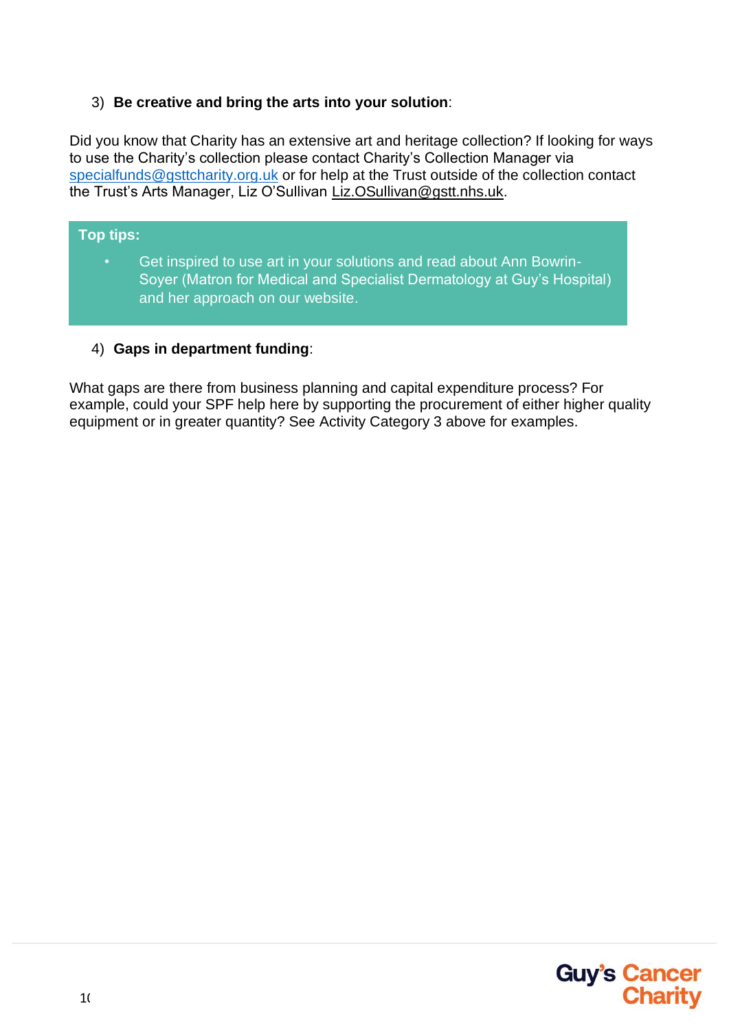3) **Be creative and bring the arts into your solution**:

Did you know that Charity has an extensive art and heritage collection? If looking for ways to use the Charity's collection please contact Charity's Collection Manager via specialfunds@gsttcharity.org.uk or for help at the Trust outside of the collection contact the Trust's Arts Manager, Liz O'Sullivan Liz.OSullivan@gstt.nhs.uk.

**Top tips:**

- Get inspired to use art in your solutions and read about Ann Bowrin-Soyer (Matron for Medical and Specialist Dermatology at Guy's Hospital) and her approach on our website.

4) **Gaps in department funding**:

What gaps are there from business planning and capital expenditure process? For example, could your SPF help here by supporting the procurement of either higher quality equipment or in greater quantity? See Activity Category 3 above for examples.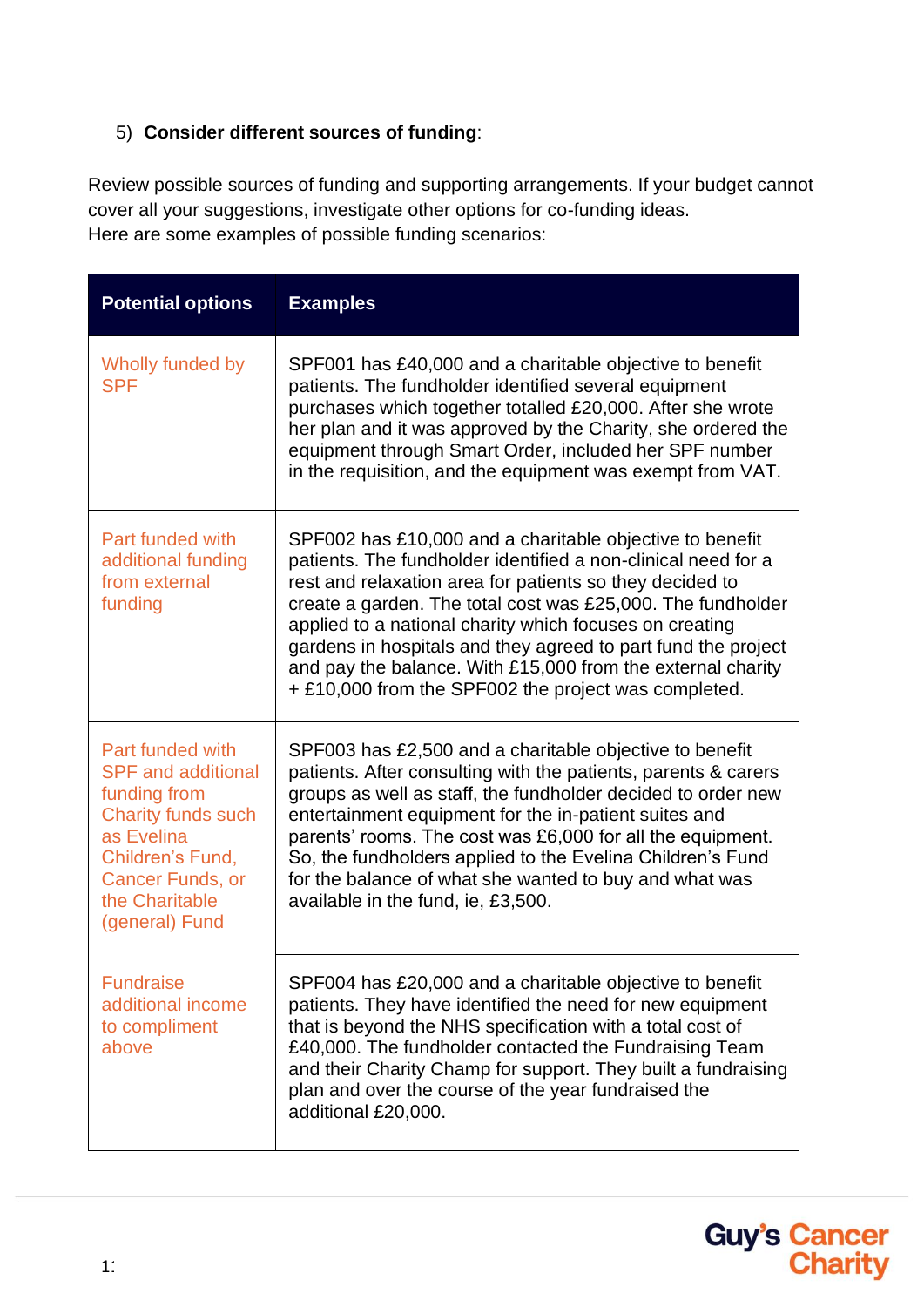5) **Consider different sources of funding**:

Review possible sources of funding and supporting arrangements. If your budget cannot cover all your suggestions, investigate other options for co-funding ideas.
Here are some examples of possible funding scenarios:

| Potential options | Examples |
|---|---|
| Wholly funded by SPF | SPF001 has £40,000 and a charitable objective to benefit patients. The fundholder identified several equipment purchases which together totalled £20,000. After she wrote her plan and it was approved by the Charity, she ordered the equipment through Smart Order, included her SPF number in the requisition, and the equipment was exempt from VAT. |
| Part funded with additional funding from external funding | SPF002 has £10,000 and a charitable objective to benefit patients. The fundholder identified a non-clinical need for a rest and relaxation area for patients so they decided to create a garden. The total cost was £25,000. The fundholder applied to a national charity which focuses on creating gardens in hospitals and they agreed to part fund the project and pay the balance. With £15,000 from the external charity + £10,000 from the SPF002 the project was completed. |
| Part funded with SPF and additional funding from Charity funds such as Evelina Children's Fund, Cancer Funds, or the Charitable (general) Fund | SPF003 has £2,500 and a charitable objective to benefit patients. After consulting with the patients, parents & carers groups as well as staff, the fundholder decided to order new entertainment equipment for the in-patient suites and parents' rooms. The cost was £6,000 for all the equipment. So, the fundholders applied to the Evelina Children's Fund for the balance of what she wanted to buy and what was available in the fund, ie, £3,500. |
| Fundraise additional income to compliment above | SPF004 has £20,000 and a charitable objective to benefit patients. They have identified the need for new equipment that is beyond the NHS specification with a total cost of £40,000. The fundholder contacted the Fundraising Team and their Charity Champ for support. They built a fundraising plan and over the course of the year fundraised the additional £20,000. |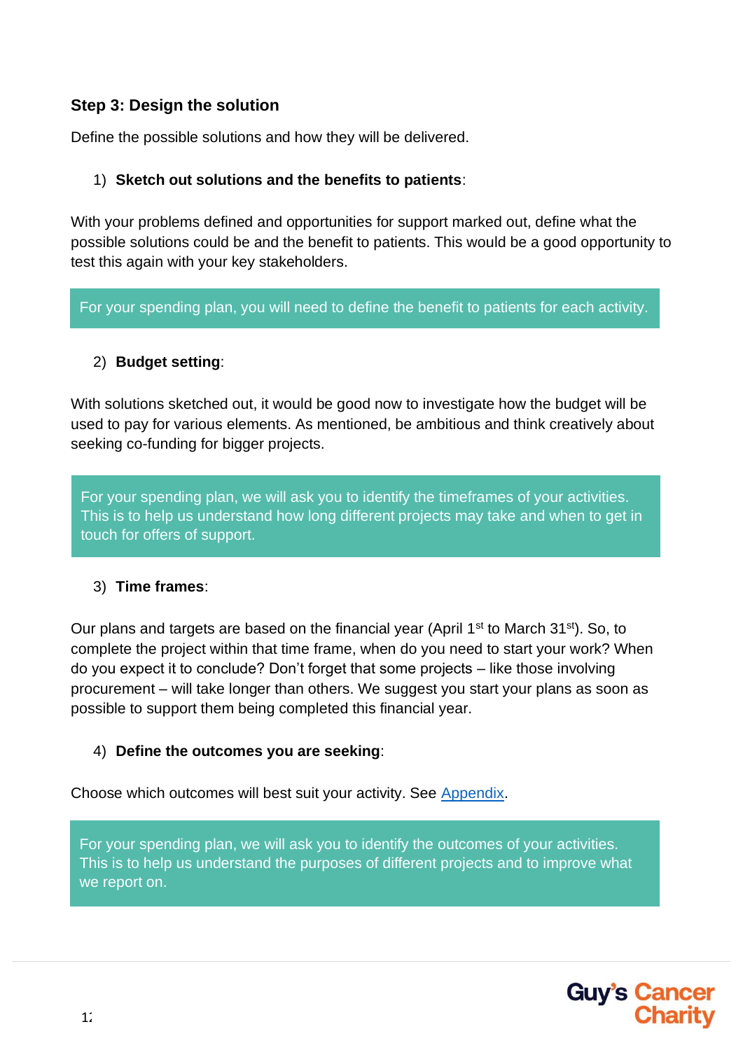### Step 3: Design the solution

Define the possible solutions and how they will be delivered.

1) **Sketch out solutions and the benefits to patients**:

With your problems defined and opportunities for support marked out, define what the possible solutions could be and the benefit to patients. This would be a good opportunity to test this again with your key stakeholders.

> For your spending plan, you will need to define the benefit to patients for each activity.

2) **Budget setting**:

With solutions sketched out, it would be good now to investigate how the budget will be used to pay for various elements. As mentioned, be ambitious and think creatively about seeking co-funding for bigger projects.

> For your spending plan, we will ask you to identify the timeframes of your activities. This is to help us understand how long different projects may take and when to get in touch for offers of support.

3) **Time frames**:

Our plans and targets are based on the financial year (April 1st to March 31st). So, to complete the project within that time frame, when do you need to start your work? When do you expect it to conclude? Don't forget that some projects – like those involving procurement – will take longer than others. We suggest you start your plans as soon as possible to support them being completed this financial year.

4) **Define the outcomes you are seeking**:

Choose which outcomes will best suit your activity. See Appendix.

> For your spending plan, we will ask you to identify the outcomes of your activities. This is to help us understand the purposes of different projects and to improve what we report on.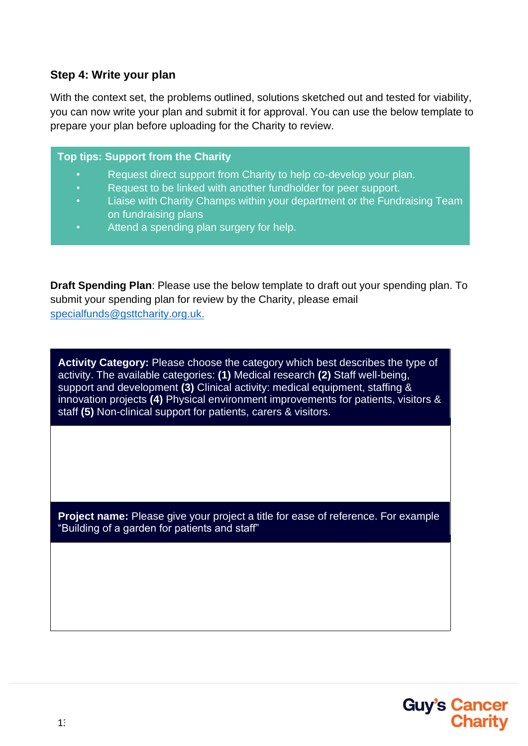### Step 4: Write your plan

With the context set, the problems outlined, solutions sketched out and tested for viability, you can now write your plan and submit it for approval. You can use the below template to prepare your plan before uploading for the Charity to review.

**Top tips: Support from the Charity**

- Request direct support from Charity to help co-develop your plan.
- Request to be linked with another fundholder for peer support.
- Liaise with Charity Champs within your department or the Fundraising Team on fundraising plans
- Attend a spending plan surgery for help.

**Draft Spending Plan**: Please use the below template to draft out your spending plan. To submit your spending plan for review by the Charity, please email specialfunds@gsttcharity.org.uk.

| **Activity Category:** Please choose the category which best describes the type of activity. The available categories: **(1)** Medical research **(2)** Staff well-being, support and development **(3)** Clinical activity: medical equipment, staffing & innovation projects **(4)** Physical environment improvements for patients, visitors & staff **(5)** Non-clinical support for patients, carers & visitors. |
|---|
| |
| **Project name:** Please give your project a title for ease of reference. For example "Building of a garden for patients and staff" |
| |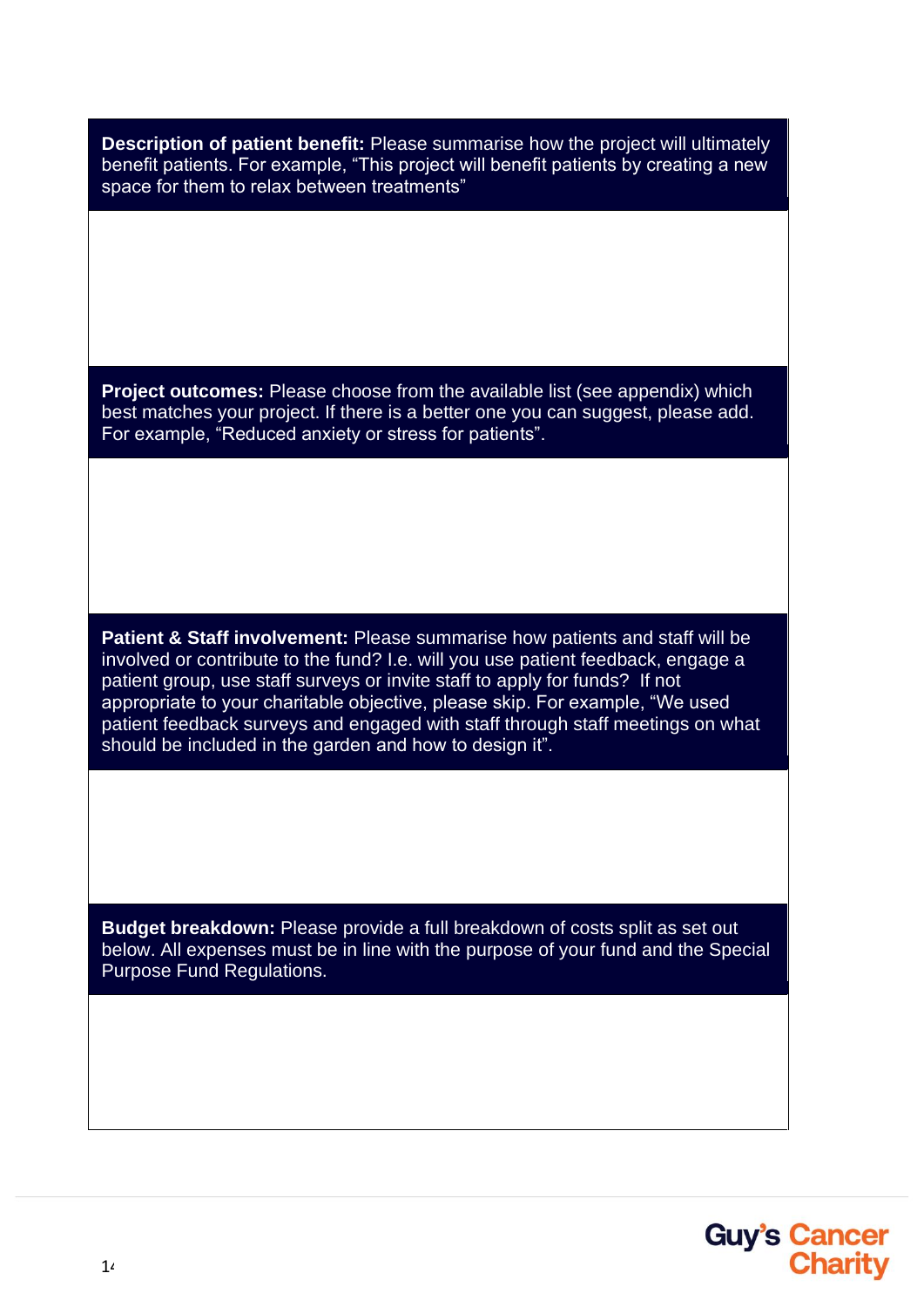**Description of patient benefit:** Please summarise how the project will ultimately benefit patients. For example, "This project will benefit patients by creating a new space for them to relax between treatments"

**Project outcomes:** Please choose from the available list (see appendix) which best matches your project. If there is a better one you can suggest, please add. For example, "Reduced anxiety or stress for patients".

**Patient & Staff involvement:** Please summarise how patients and staff will be involved or contribute to the fund? I.e. will you use patient feedback, engage a patient group, use staff surveys or invite staff to apply for funds? If not appropriate to your charitable objective, please skip. For example, "We used patient feedback surveys and engaged with staff through staff meetings on what should be included in the garden and how to design it".

**Budget breakdown:** Please provide a full breakdown of costs split as set out below. All expenses must be in line with the purpose of your fund and the Special Purpose Fund Regulations.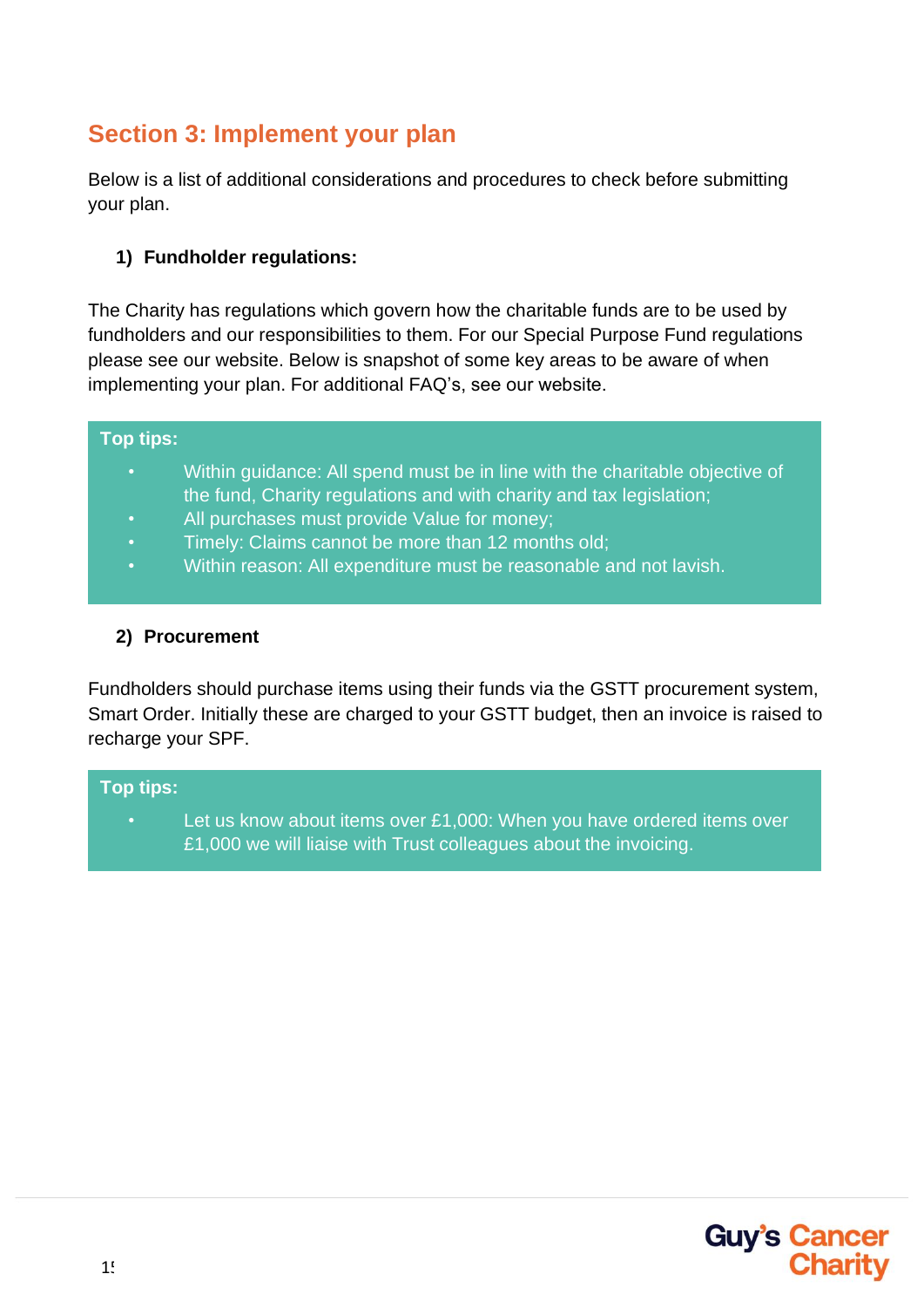## Section 3: Implement your plan

Below is a list of additional considerations and procedures to check before submitting your plan.

### 1) Fundholder regulations:

The Charity has regulations which govern how the charitable funds are to be used by fundholders and our responsibilities to them. For our Special Purpose Fund regulations please see our website. Below is snapshot of some key areas to be aware of when implementing your plan. For additional FAQ's, see our website.

**Top tips:**

- Within guidance: All spend must be in line with the charitable objective of the fund, Charity regulations and with charity and tax legislation;
- All purchases must provide Value for money;
- Timely: Claims cannot be more than 12 months old;
- Within reason: All expenditure must be reasonable and not lavish.

### 2) Procurement

Fundholders should purchase items using their funds via the GSTT procurement system, Smart Order. Initially these are charged to your GSTT budget, then an invoice is raised to recharge your SPF.

**Top tips:**

- Let us know about items over £1,000: When you have ordered items over £1,000 we will liaise with Trust colleagues about the invoicing.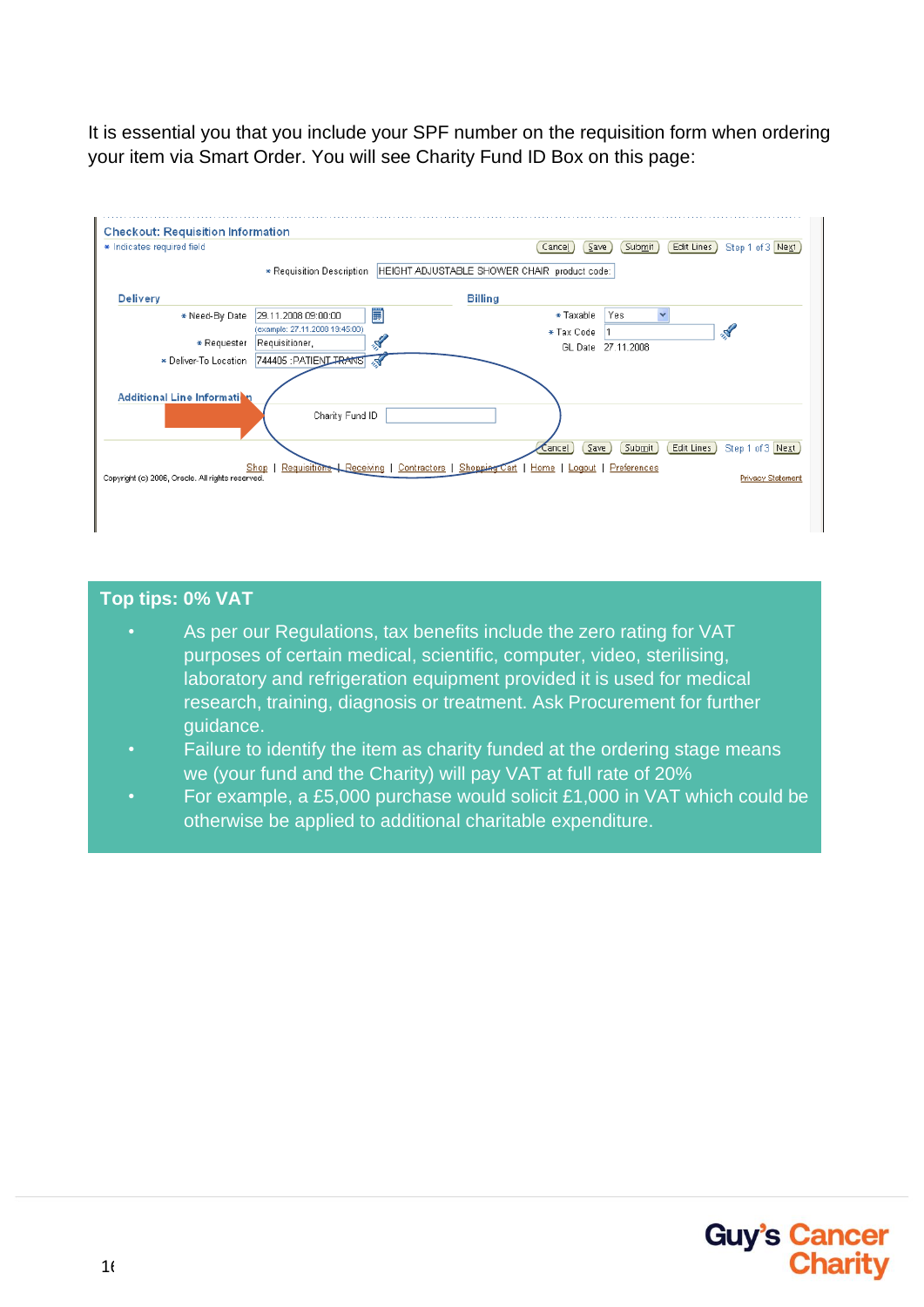It is essential you that you include your SPF number on the requisition form when ordering your item via Smart Order. You will see Charity Fund ID Box on this page:

### Top tips: 0% VAT

- As per our Regulations, tax benefits include the zero rating for VAT purposes of certain medical, scientific, computer, video, sterilising, laboratory and refrigeration equipment provided it is used for medical research, training, diagnosis or treatment. Ask Procurement for further guidance.
- Failure to identify the item as charity funded at the ordering stage means we (your fund and the Charity) will pay VAT at full rate of 20%
- For example, a £5,000 purchase would solicit £1,000 in VAT which could be otherwise be applied to additional charitable expenditure.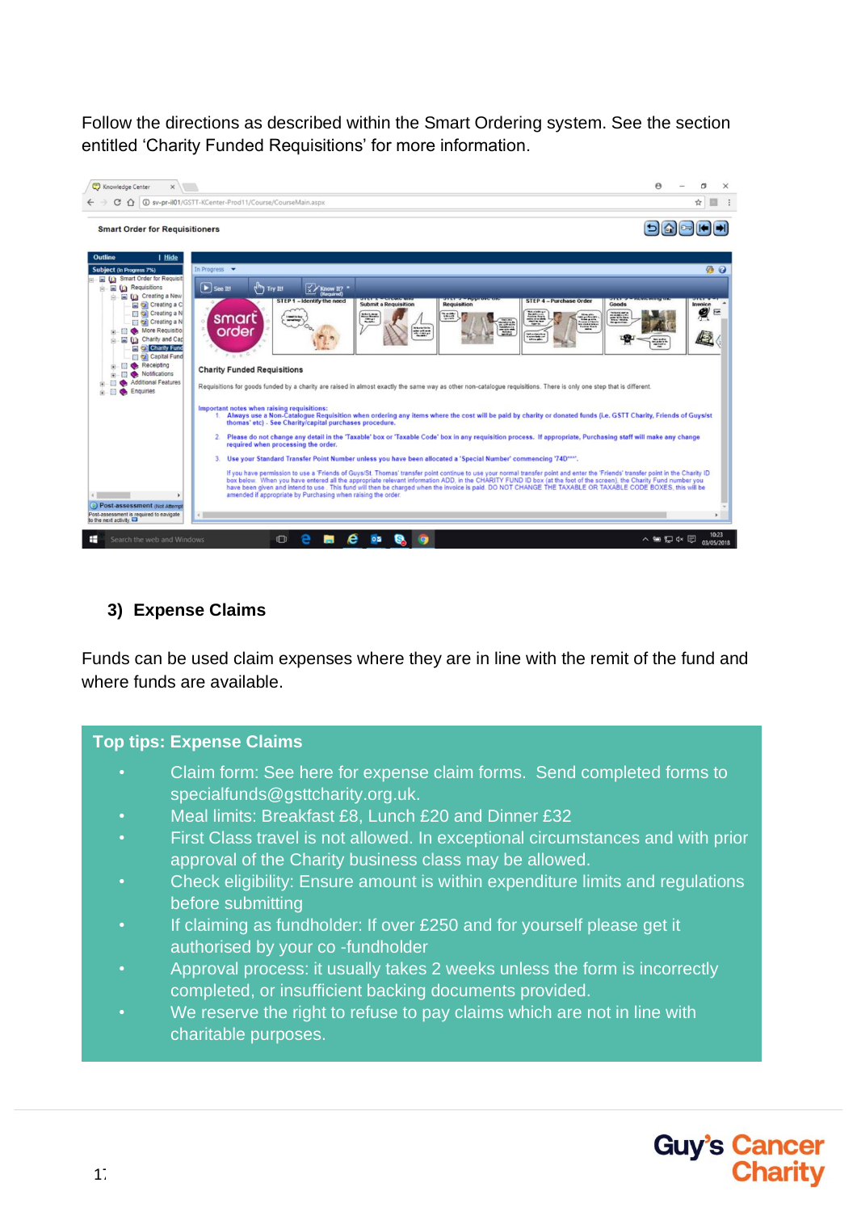Follow the directions as described within the Smart Ordering system. See the section entitled 'Charity Funded Requisitions' for more information.

## 3) Expense Claims

Funds can be used claim expenses where they are in line with the remit of the fund and where funds are available.

**Top tips: Expense Claims**

- Claim form: See here for expense claim forms. Send completed forms to specialfunds@gsttcharity.org.uk.
- Meal limits: Breakfast £8, Lunch £20 and Dinner £32
- First Class travel is not allowed. In exceptional circumstances and with prior approval of the Charity business class may be allowed.
- Check eligibility: Ensure amount is within expenditure limits and regulations before submitting
- If claiming as fundholder: If over £250 and for yourself please get it authorised by your co -fundholder
- Approval process: it usually takes 2 weeks unless the form is incorrectly completed, or insufficient backing documents provided.
- We reserve the right to refuse to pay claims which are not in line with charitable purposes.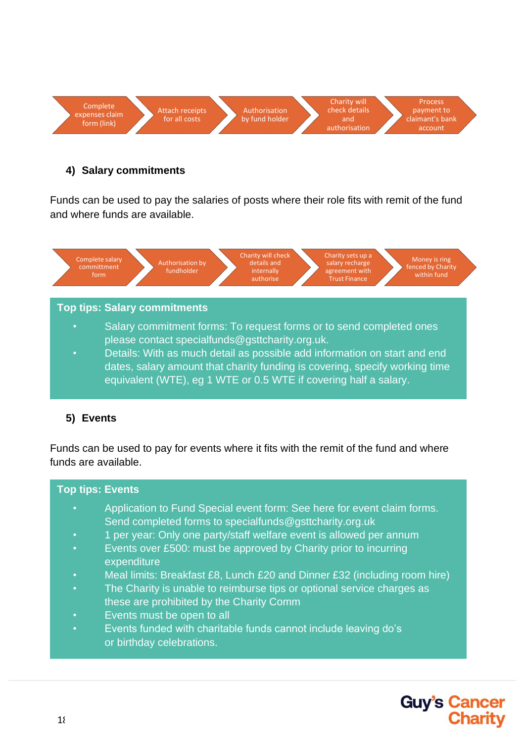Complete expenses claim form (link) → Attach receipts for all costs → Authorisation by fund holder → Charity will check details and authorisation → Process payment to claimant's bank account

### 4) Salary commitments

Funds can be used to pay the salaries of posts where their role fits with remit of the fund and where funds are available.

Complete salary committment form → Authorisation by fundholder → Charity will check details and internally authorise → Charity sets up a salary recharge agreement with Trust Finance → Money is ring fenced by Charity within fund

**Top tips: Salary commitments**

- Salary commitment forms: To request forms or to send completed ones please contact specialfunds@gsttcharity.org.uk.
- Details: With as much detail as possible add information on start and end dates, salary amount that charity funding is covering, specify working time equivalent (WTE), eg 1 WTE or 0.5 WTE if covering half a salary.

### 5) Events

Funds can be used to pay for events where it fits with the remit of the fund and where funds are available.

**Top tips: Events**

- Application to Fund Special event form: See here for event claim forms. Send completed forms to specialfunds@gsttcharity.org.uk
- 1 per year: Only one party/staff welfare event is allowed per annum
- Events over £500: must be approved by Charity prior to incurring expenditure
- Meal limits: Breakfast £8, Lunch £20 and Dinner £32 (including room hire)
- The Charity is unable to reimburse tips or optional service charges as these are prohibited by the Charity Comm
- Events must be open to all
- Events funded with charitable funds cannot include leaving do's or birthday celebrations.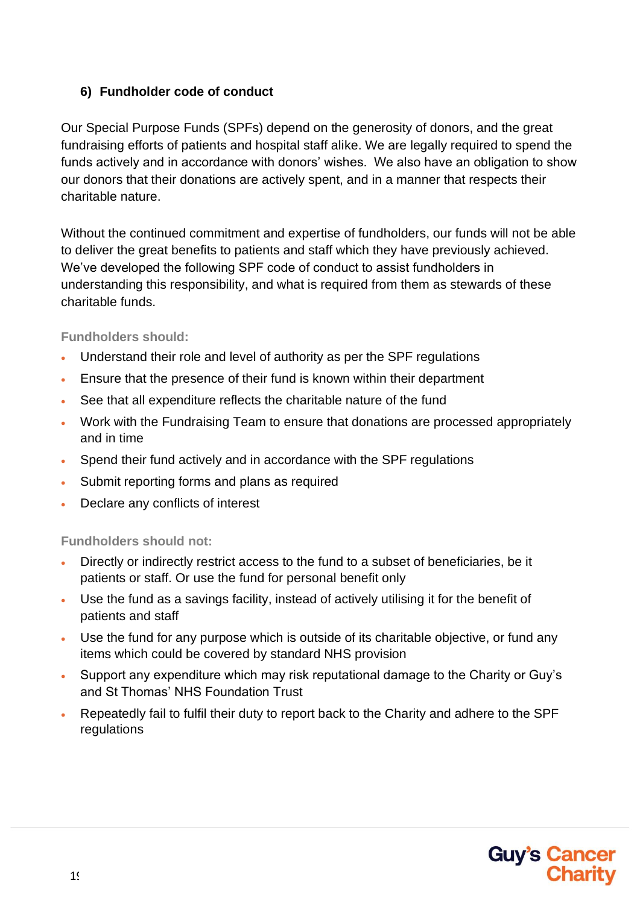## 6) Fundholder code of conduct

Our Special Purpose Funds (SPFs) depend on the generosity of donors, and the great fundraising efforts of patients and hospital staff alike. We are legally required to spend the funds actively and in accordance with donors' wishes. We also have an obligation to show our donors that their donations are actively spent, and in a manner that respects their charitable nature.

Without the continued commitment and expertise of fundholders, our funds will not be able to deliver the great benefits to patients and staff which they have previously achieved. We've developed the following SPF code of conduct to assist fundholders in understanding this responsibility, and what is required from them as stewards of these charitable funds.

**Fundholders should:**

- Understand their role and level of authority as per the SPF regulations
- Ensure that the presence of their fund is known within their department
- See that all expenditure reflects the charitable nature of the fund
- Work with the Fundraising Team to ensure that donations are processed appropriately and in time
- Spend their fund actively and in accordance with the SPF regulations
- Submit reporting forms and plans as required
- Declare any conflicts of interest

**Fundholders should not:**

- Directly or indirectly restrict access to the fund to a subset of beneficiaries, be it patients or staff. Or use the fund for personal benefit only
- Use the fund as a savings facility, instead of actively utilising it for the benefit of patients and staff
- Use the fund for any purpose which is outside of its charitable objective, or fund any items which could be covered by standard NHS provision
- Support any expenditure which may risk reputational damage to the Charity or Guy's and St Thomas' NHS Foundation Trust
- Repeatedly fail to fulfil their duty to report back to the Charity and adhere to the SPF regulations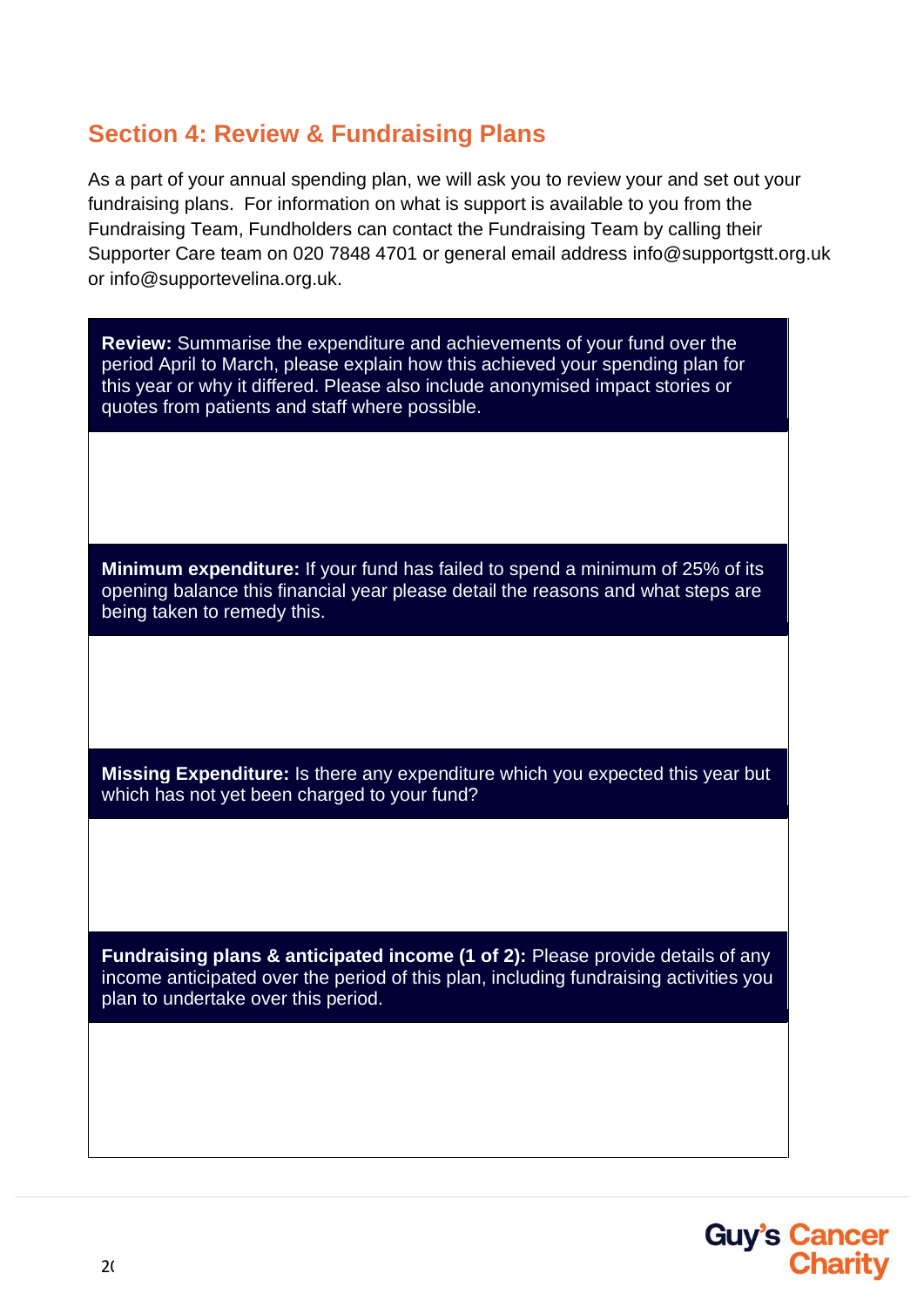## Section 4: Review & Fundraising Plans

As a part of your annual spending plan, we will ask you to review your and set out your fundraising plans. For information on what is support is available to you from the Fundraising Team, Fundholders can contact the Fundraising Team by calling their Supporter Care team on 020 7848 4701 or general email address info@supportgstt.org.uk or info@supportevelina.org.uk.

| **Review:** Summarise the expenditure and achievements of your fund over the period April to March, please explain how this achieved your spending plan for this year or why it differed. Please also include anonymised impact stories or quotes from patients and staff where possible. |
|---|
| |
| **Minimum expenditure:** If your fund has failed to spend a minimum of 25% of its opening balance this financial year please detail the reasons and what steps are being taken to remedy this. |
| |
| **Missing Expenditure:** Is there any expenditure which you expected this year but which has not yet been charged to your fund? |
| |
| **Fundraising plans & anticipated income (1 of 2):** Please provide details of any income anticipated over the period of this plan, including fundraising activities you plan to undertake over this period. |
| |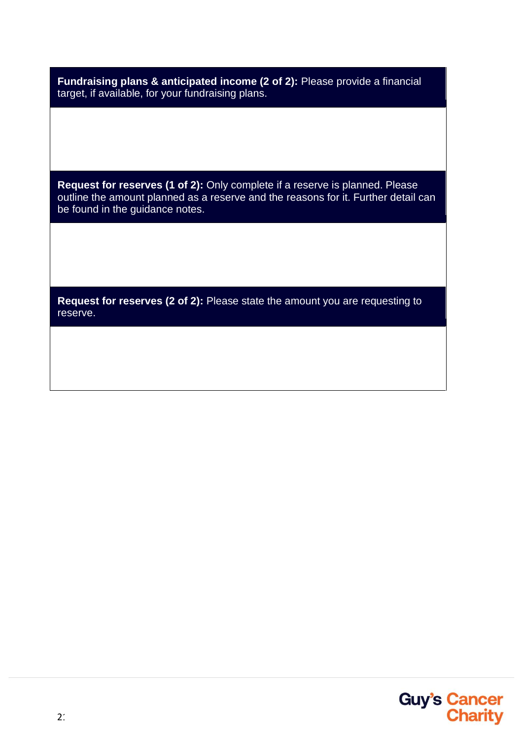| **Fundraising plans & anticipated income (2 of 2):** Please provide a financial target, if available, for your fundraising plans. |
| --- |
| |
| **Request for reserves (1 of 2):** Only complete if a reserve is planned. Please outline the amount planned as a reserve and the reasons for it. Further detail can be found in the guidance notes. |
| |
| **Request for reserves (2 of 2):** Please state the amount you are requesting to reserve. |
| |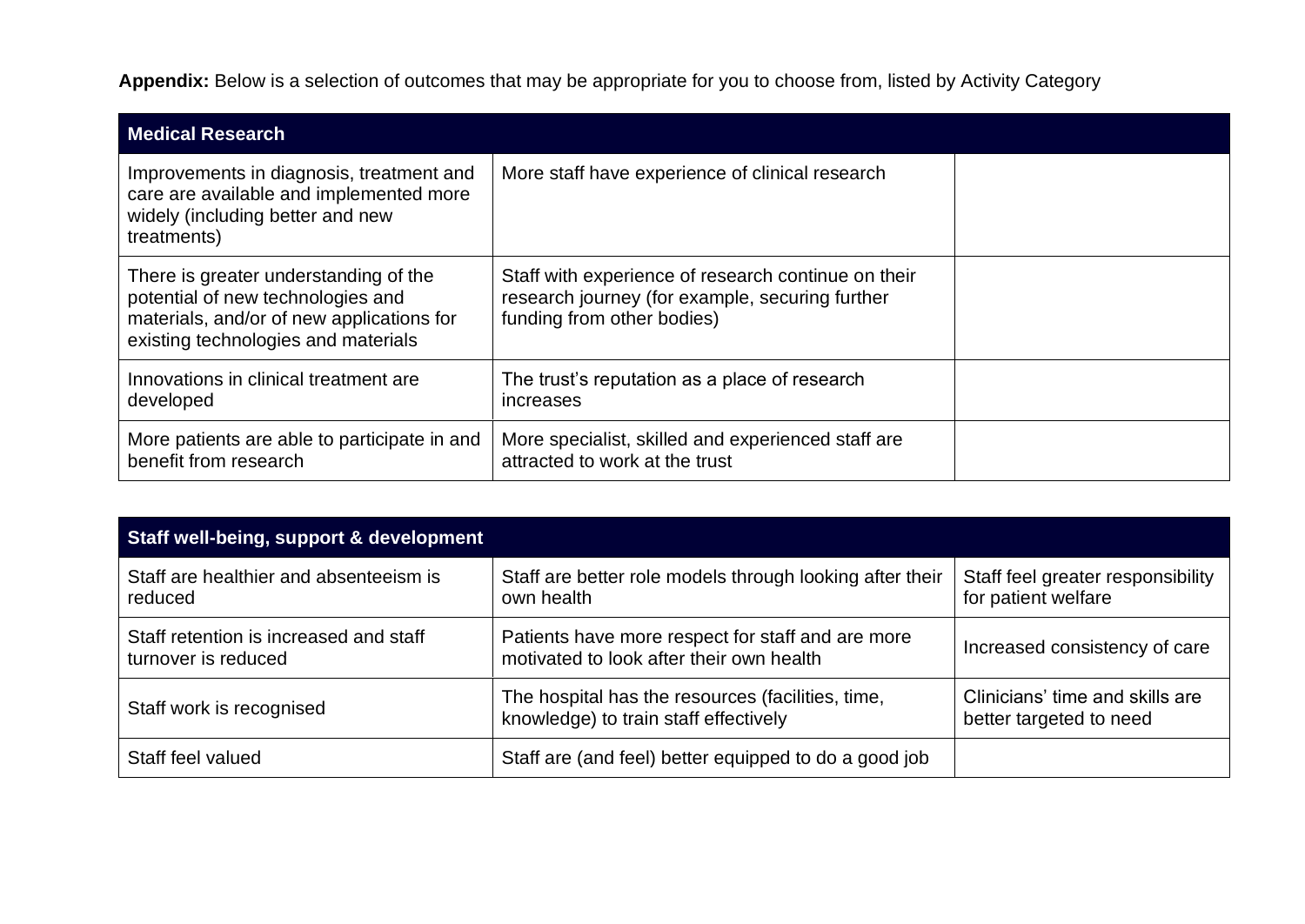**Appendix:** Below is a selection of outcomes that may be appropriate for you to choose from, listed by Activity Category

| **Medical Research** | | |
|---|---|---|
| Improvements in diagnosis, treatment and care are available and implemented more widely (including better and new treatments) | More staff have experience of clinical research | |
| There is greater understanding of the potential of new technologies and materials, and/or of new applications for existing technologies and materials | Staff with experience of research continue on their research journey (for example, securing further funding from other bodies) | |
| Innovations in clinical treatment are developed | The trust's reputation as a place of research increases | |
| More patients are able to participate in and benefit from research | More specialist, skilled and experienced staff are attracted to work at the trust | |

| **Staff well-being, support & development** | | |
|---|---|---|
| Staff are healthier and absenteeism is reduced | Staff are better role models through looking after their own health | Staff feel greater responsibility for patient welfare |
| Staff retention is increased and staff turnover is reduced | Patients have more respect for staff and are more motivated to look after their own health | Increased consistency of care |
| Staff work is recognised | The hospital has the resources (facilities, time, knowledge) to train staff effectively | Clinicians' time and skills are better targeted to need |
| Staff feel valued | Staff are (and feel) better equipped to do a good job | |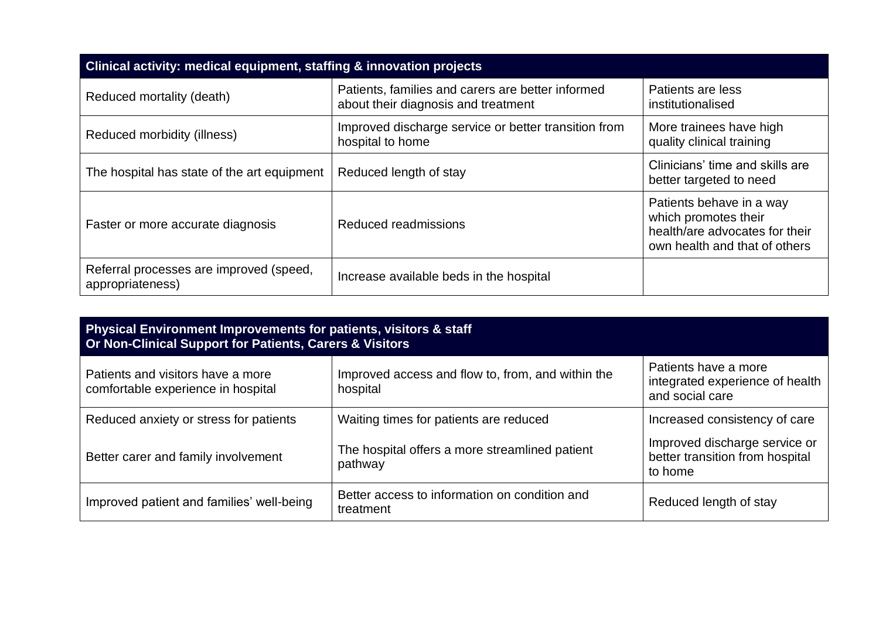| Clinical activity: medical equipment, staffing & innovation projects | | |
|---|---|---|
| Reduced mortality (death) | Patients, families and carers are better informed about their diagnosis and treatment | Patients are less institutionalised |
| Reduced morbidity (illness) | Improved discharge service or better transition from hospital to home | More trainees have high quality clinical training |
| The hospital has state of the art equipment | Reduced length of stay | Clinicians' time and skills are better targeted to need |
| Faster or more accurate diagnosis | Reduced readmissions | Patients behave in a way which promotes their health/are advocates for their own health and that of others |
| Referral processes are improved (speed, appropriateness) | Increase available beds in the hospital | |

| Physical Environment Improvements for patients, visitors & staff<br>Or Non-Clinical Support for Patients, Carers & Visitors | | |
|---|---|---|
| Patients and visitors have a more comfortable experience in hospital | Improved access and flow to, from, and within the hospital | Patients have a more integrated experience of health and social care |
| Reduced anxiety or stress for patients | Waiting times for patients are reduced | Increased consistency of care |
| Better carer and family involvement | The hospital offers a more streamlined patient pathway | Improved discharge service or better transition from hospital to home |
| Improved patient and families' well-being | Better access to information on condition and treatment | Reduced length of stay |